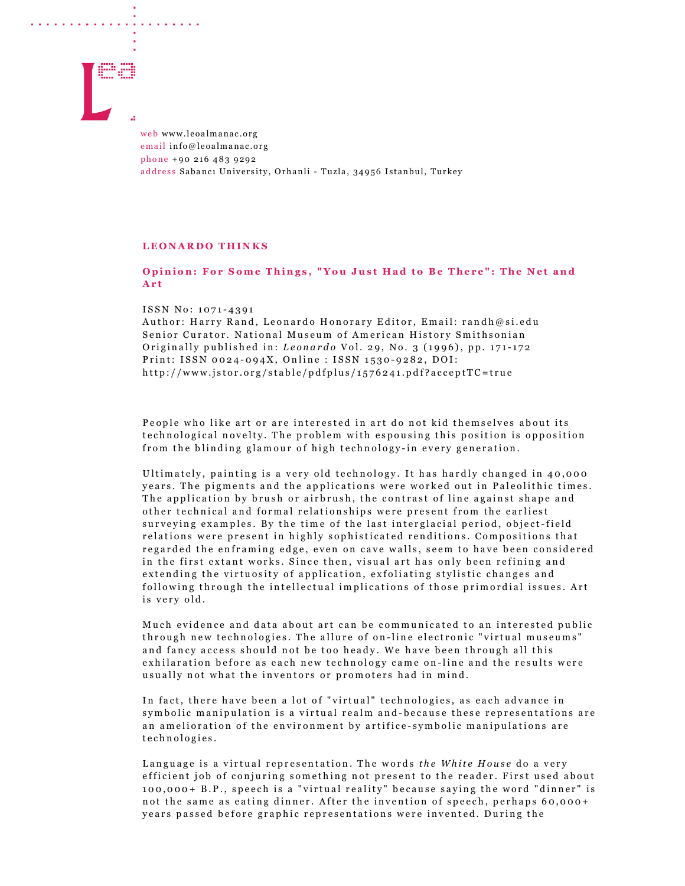web www.leoalmanac.org
email info@leoalmanac.org
phone +90 216 483 9292
address Sabancı University, Orhanli - Tuzla, 34956 Istanbul, Turkey

## LEONARDO THINKS

### Opinion: For Some Things, "You Just Had to Be There": The Net and Art

ISSN No: 1071-4391
Author: Harry Rand, Leonardo Honorary Editor, Email: randh@si.edu
Senior Curator. National Museum of American History Smithsonian
Originally published in: *Leonardo* Vol. 29, No. 3 (1996), pp. 171-172
Print: ISSN 0024-094X, Online : ISSN 1530-9282, DOI:
http://www.jstor.org/stable/pdfplus/1576241.pdf?acceptTC=true

People who like art or are interested in art do not kid themselves about its technological novelty. The problem with espousing this position is opposition from the blinding glamour of high technology-in every generation.

Ultimately, painting is a very old technology. It has hardly changed in 40,000 years. The pigments and the applications were worked out in Paleolithic times. The application by brush or airbrush, the contrast of line against shape and other technical and formal relationships were present from the earliest surveying examples. By the time of the last interglacial period, object-field relations were present in highly sophisticated renditions. Compositions that regarded the enframing edge, even on cave walls, seem to have been considered in the first extant works. Since then, visual art has only been refining and extending the virtuosity of application, exfoliating stylistic changes and following through the intellectual implications of those primordial issues. Art is very old.

Much evidence and data about art can be communicated to an interested public through new technologies. The allure of on-line electronic "virtual museums" and fancy access should not be too heady. We have been through all this exhilaration before as each new technology came on-line and the results were usually not what the inventors or promoters had in mind.

In fact, there have been a lot of "virtual" technologies, as each advance in symbolic manipulation is a virtual realm and-because these representations are an amelioration of the environment by artifice-symbolic manipulations are technologies.

Language is a virtual representation. The words *the White House* do a very efficient job of conjuring something not present to the reader. First used about 100,000+ B.P., speech is a "virtual reality" because saying the word "dinner" is not the same as eating dinner. After the invention of speech, perhaps 60,000+ years passed before graphic representations were invented. During the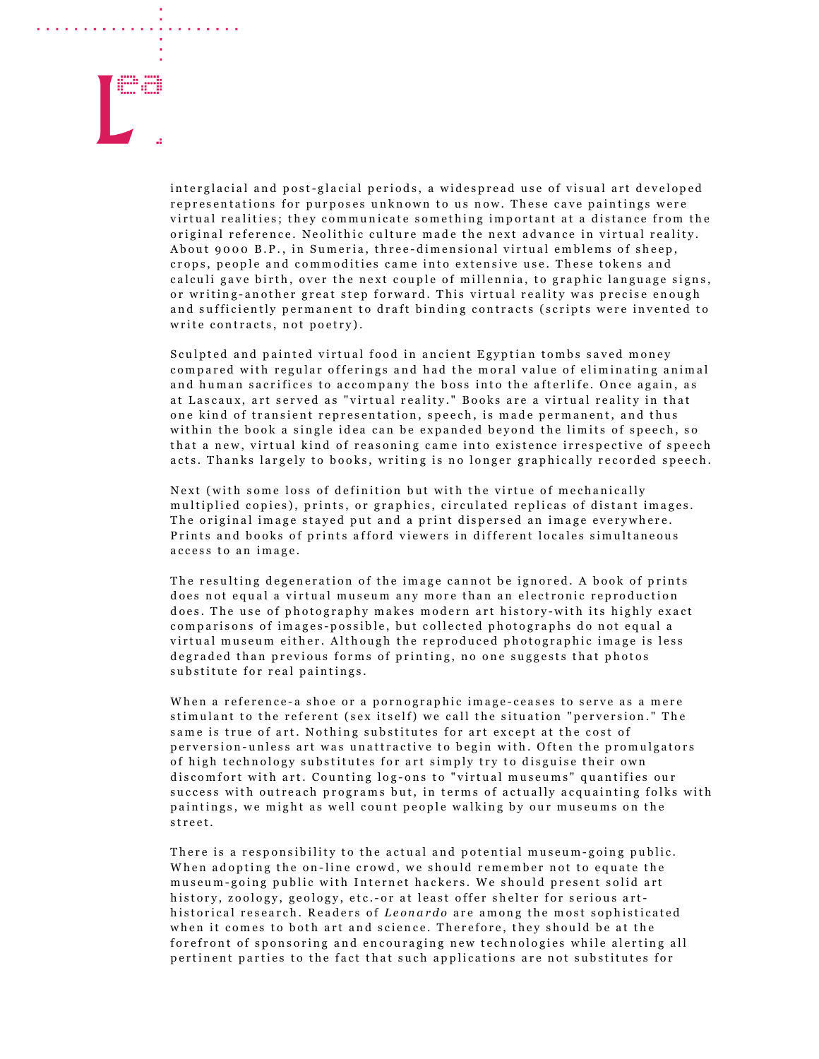interglacial and post-glacial periods, a widespread use of visual art developed representations for purposes unknown to us now. These cave paintings were virtual realities; they communicate something important at a distance from the original reference. Neolithic culture made the next advance in virtual reality. About 9000 B.P., in Sumeria, three-dimensional virtual emblems of sheep, crops, people and commodities came into extensive use. These tokens and calculi gave birth, over the next couple of millennia, to graphic language signs, or writing-another great step forward. This virtual reality was precise enough and sufficiently permanent to draft binding contracts (scripts were invented to write contracts, not poetry).

Sculpted and painted virtual food in ancient Egyptian tombs saved money compared with regular offerings and had the moral value of eliminating animal and human sacrifices to accompany the boss into the afterlife. Once again, as at Lascaux, art served as "virtual reality." Books are a virtual reality in that one kind of transient representation, speech, is made permanent, and thus within the book a single idea can be expanded beyond the limits of speech, so that a new, virtual kind of reasoning came into existence irrespective of speech acts. Thanks largely to books, writing is no longer graphically recorded speech.

Next (with some loss of definition but with the virtue of mechanically multiplied copies), prints, or graphics, circulated replicas of distant images. The original image stayed put and a print dispersed an image everywhere. Prints and books of prints afford viewers in different locales simultaneous access to an image.

The resulting degeneration of the image cannot be ignored. A book of prints does not equal a virtual museum any more than an electronic reproduction does. The use of photography makes modern art history-with its highly exact comparisons of images-possible, but collected photographs do not equal a virtual museum either. Although the reproduced photographic image is less degraded than previous forms of printing, no one suggests that photos substitute for real paintings.

When a reference-a shoe or a pornographic image-ceases to serve as a mere stimulant to the referent (sex itself) we call the situation "perversion." The same is true of art. Nothing substitutes for art except at the cost of perversion-unless art was unattractive to begin with. Often the promulgators of high technology substitutes for art simply try to disguise their own discomfort with art. Counting log-ons to "virtual museums" quantifies our success with outreach programs but, in terms of actually acquainting folks with paintings, we might as well count people walking by our museums on the street.

There is a responsibility to the actual and potential museum-going public. When adopting the on-line crowd, we should remember not to equate the museum-going public with Internet hackers. We should present solid art history, zoology, geology, etc.-or at least offer shelter for serious art-historical research. Readers of *Leonardo* are among the most sophisticated when it comes to both art and science. Therefore, they should be at the forefront of sponsoring and encouraging new technologies while alerting all pertinent parties to the fact that such applications are not substitutes for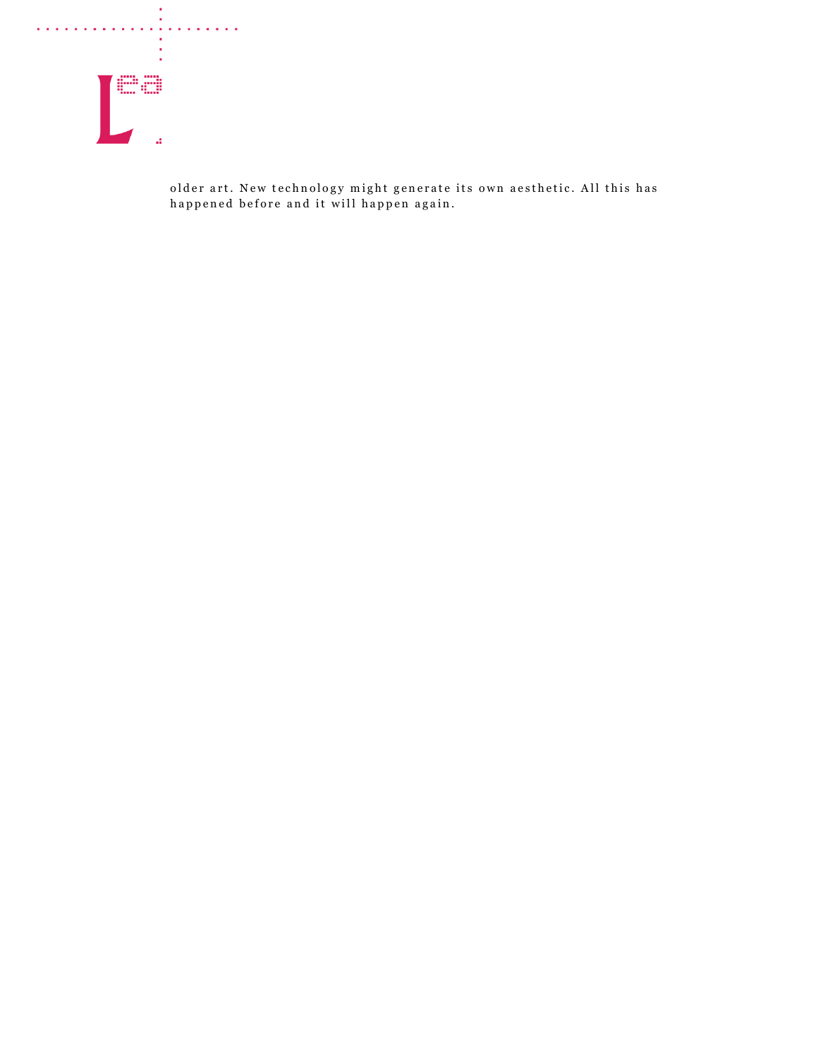older art. New technology might generate its own aesthetic. All this has happened before and it will happen again.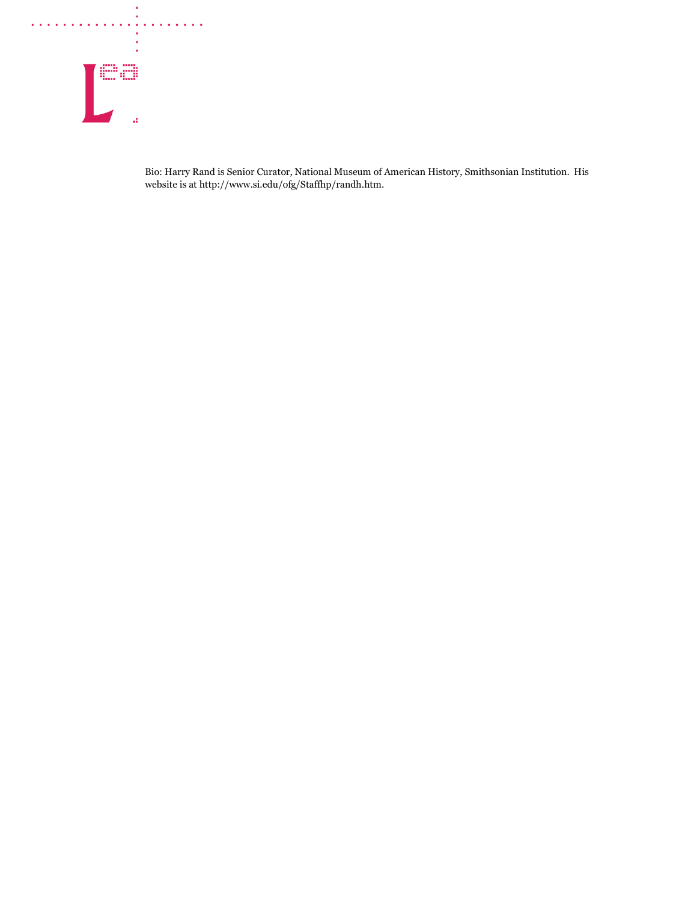Bio: Harry Rand is Senior Curator, National Museum of American History, Smithsonian Institution. His website is at http://www.si.edu/ofg/Staffhp/randh.htm.